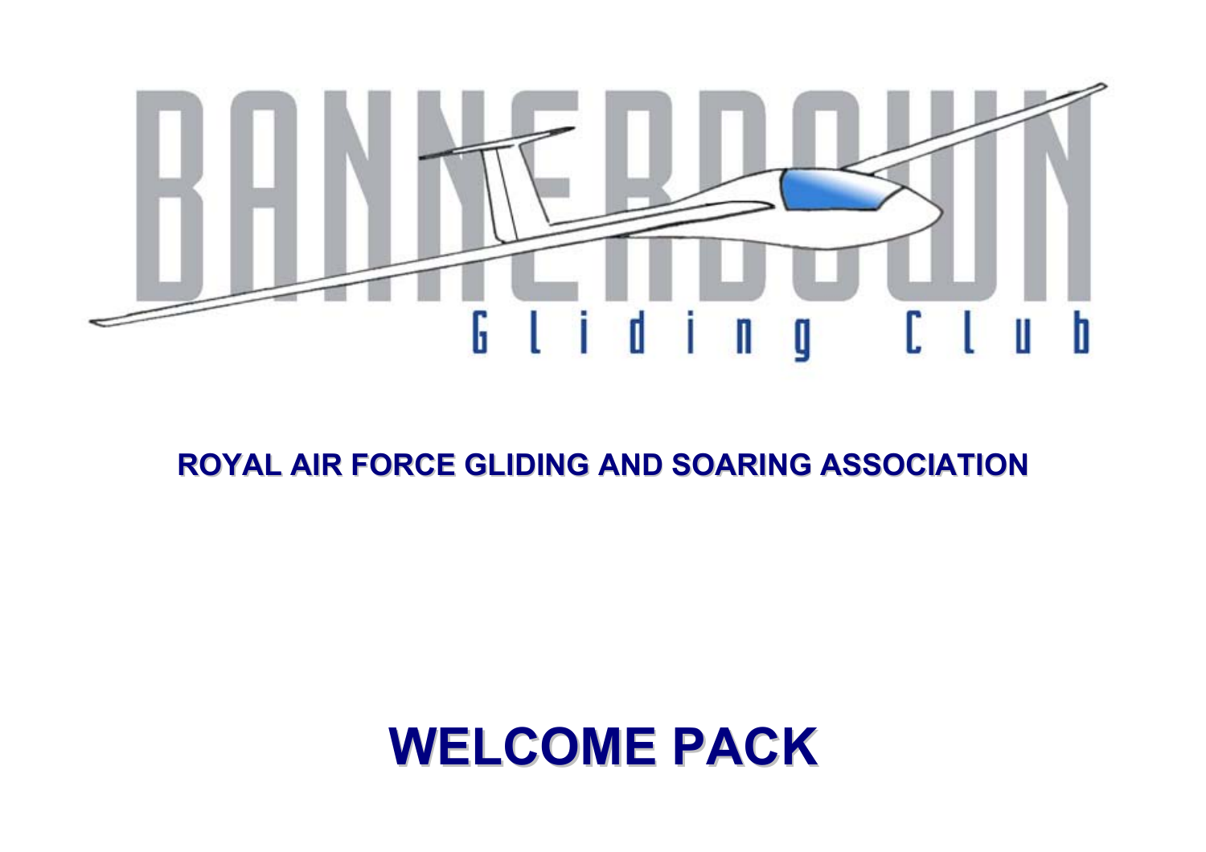# BANNERDOWN

Gliding Club

## ROYAL AIR FORCE GLIDING AND SOARING ASSOCIATION

# WELCOME PACK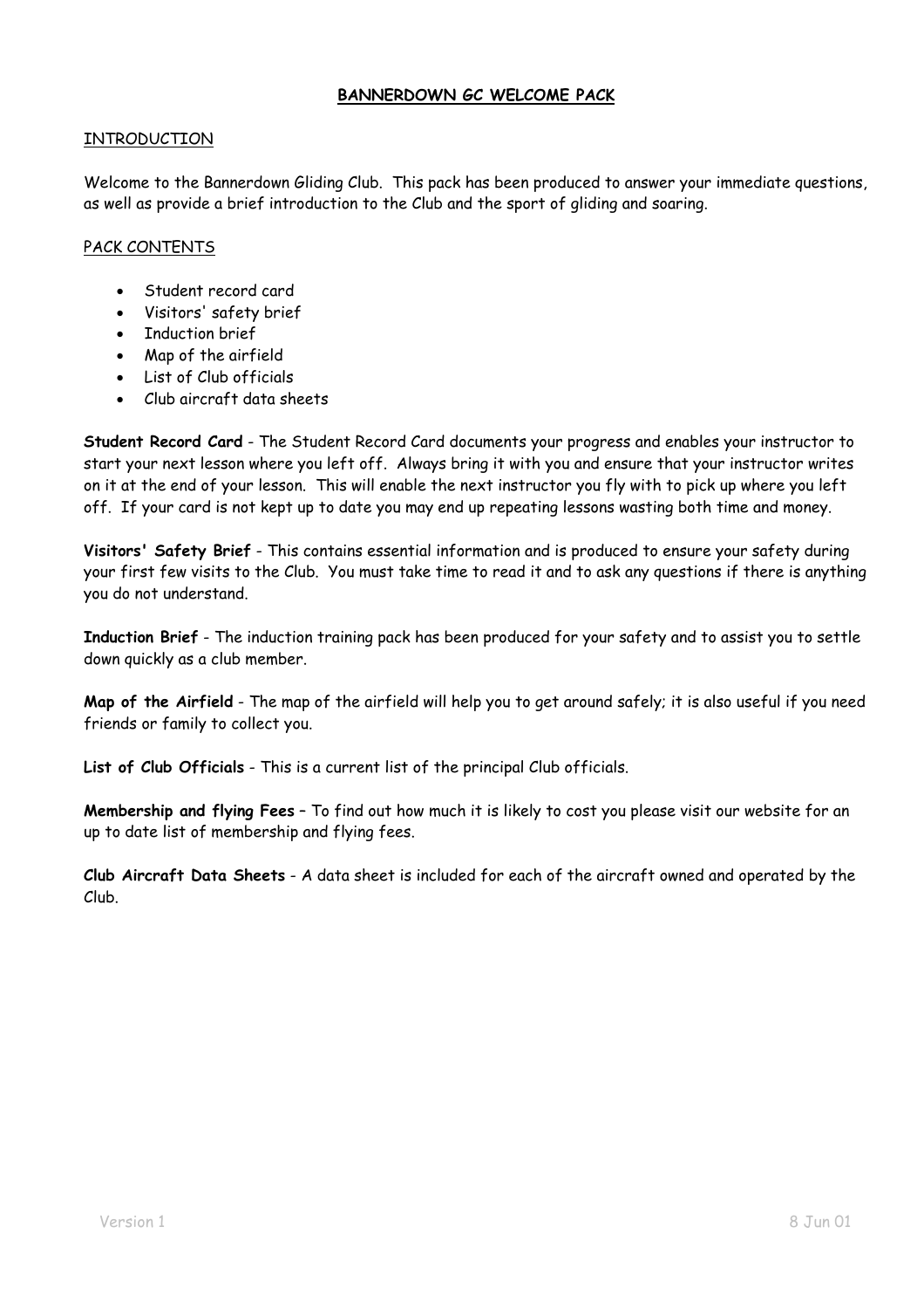# BANNERDOWN GC WELCOME PACK

## INTRODUCTION

Welcome to the Bannerdown Gliding Club. This pack has been produced to answer your immediate questions, as well as provide a brief introduction to the Club and the sport of gliding and soaring.

## PACK CONTENTS

- Student record card
- Visitors' safety brief
- Induction brief
- Map of the airfield
- List of Club officials
- Club aircraft data sheets

**Student Record Card** - The Student Record Card documents your progress and enables your instructor to start your next lesson where you left off. Always bring it with you and ensure that your instructor writes on it at the end of your lesson. This will enable the next instructor you fly with to pick up where you left off. If your card is not kept up to date you may end up repeating lessons wasting both time and money.

**Visitors' Safety Brief** - This contains essential information and is produced to ensure your safety during your first few visits to the Club. You must take time to read it and to ask any questions if there is anything you do not understand.

**Induction Brief** - The induction training pack has been produced for your safety and to assist you to settle down quickly as a club member.

**Map of the Airfield** - The map of the airfield will help you to get around safely; it is also useful if you need friends or family to collect you.

**List of Club Officials** - This is a current list of the principal Club officials.

**Membership and flying Fees** – To find out how much it is likely to cost you please visit our website for an up to date list of membership and flying fees.

**Club Aircraft Data Sheets** - A data sheet is included for each of the aircraft owned and operated by the Club.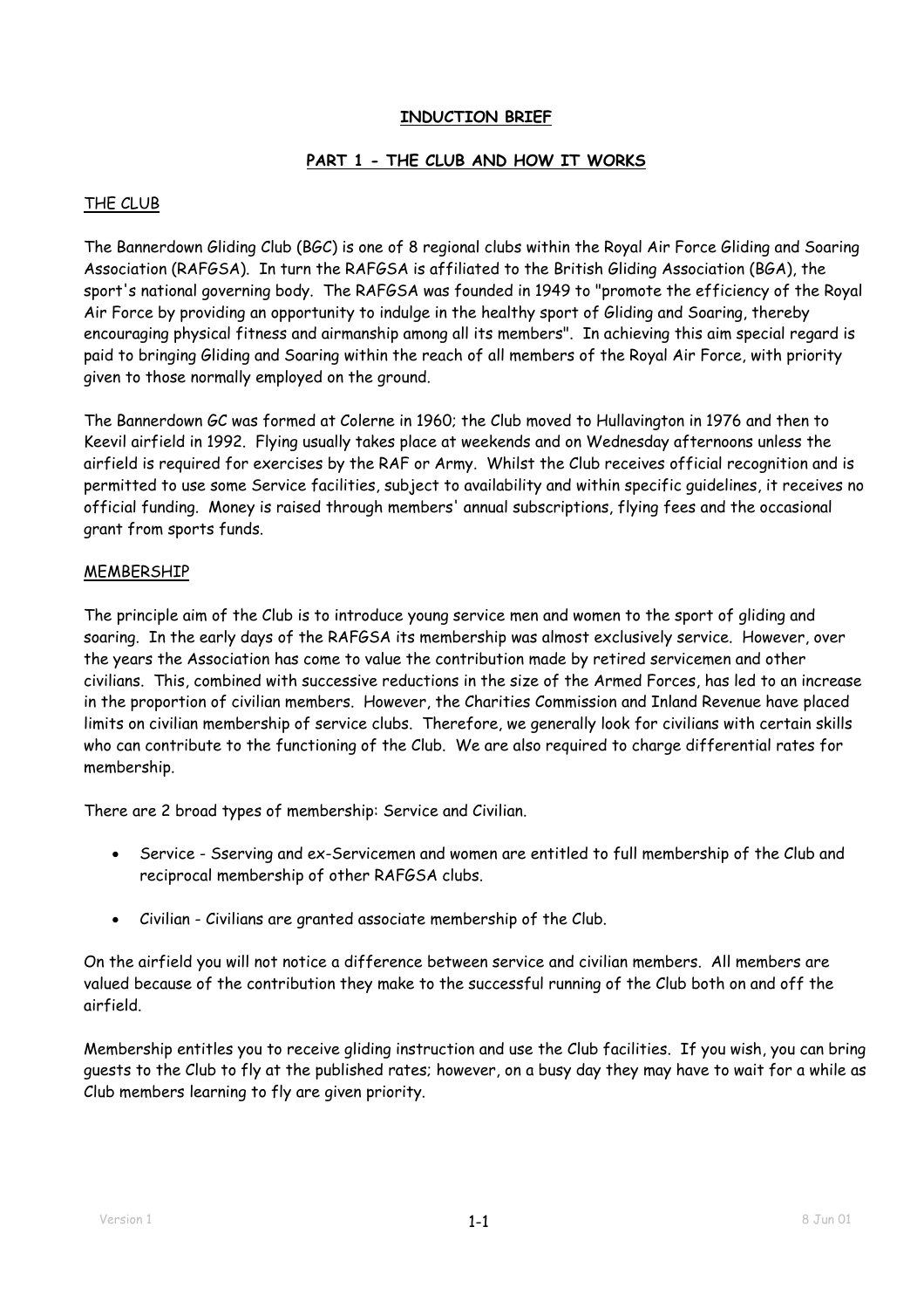## INDUCTION BRIEF

## PART 1 - THE CLUB AND HOW IT WORKS

### THE CLUB

The Bannerdown Gliding Club (BGC) is one of 8 regional clubs within the Royal Air Force Gliding and Soaring Association (RAFGSA). In turn the RAFGSA is affiliated to the British Gliding Association (BGA), the sport's national governing body. The RAFGSA was founded in 1949 to "promote the efficiency of the Royal Air Force by providing an opportunity to indulge in the healthy sport of Gliding and Soaring, thereby encouraging physical fitness and airmanship among all its members". In achieving this aim special regard is paid to bringing Gliding and Soaring within the reach of all members of the Royal Air Force, with priority given to those normally employed on the ground.

The Bannerdown GC was formed at Colerne in 1960; the Club moved to Hullavington in 1976 and then to Keevil airfield in 1992. Flying usually takes place at weekends and on Wednesday afternoons unless the airfield is required for exercises by the RAF or Army. Whilst the Club receives official recognition and is permitted to use some Service facilities, subject to availability and within specific guidelines, it receives no official funding. Money is raised through members' annual subscriptions, flying fees and the occasional grant from sports funds.

### MEMBERSHIP

The principle aim of the Club is to introduce young service men and women to the sport of gliding and soaring. In the early days of the RAFGSA its membership was almost exclusively service. However, over the years the Association has come to value the contribution made by retired servicemen and other civilians. This, combined with successive reductions in the size of the Armed Forces, has led to an increase in the proportion of civilian members. However, the Charities Commission and Inland Revenue have placed limits on civilian membership of service clubs. Therefore, we generally look for civilians with certain skills who can contribute to the functioning of the Club. We are also required to charge differential rates for membership.

There are 2 broad types of membership: Service and Civilian.

- Service - Sserving and ex-Servicemen and women are entitled to full membership of the Club and reciprocal membership of other RAFGSA clubs.
- Civilian - Civilians are granted associate membership of the Club.

On the airfield you will not notice a difference between service and civilian members. All members are valued because of the contribution they make to the successful running of the Club both on and off the airfield.

Membership entitles you to receive gliding instruction and use the Club facilities. If you wish, you can bring guests to the Club to fly at the published rates; however, on a busy day they may have to wait for a while as Club members learning to fly are given priority.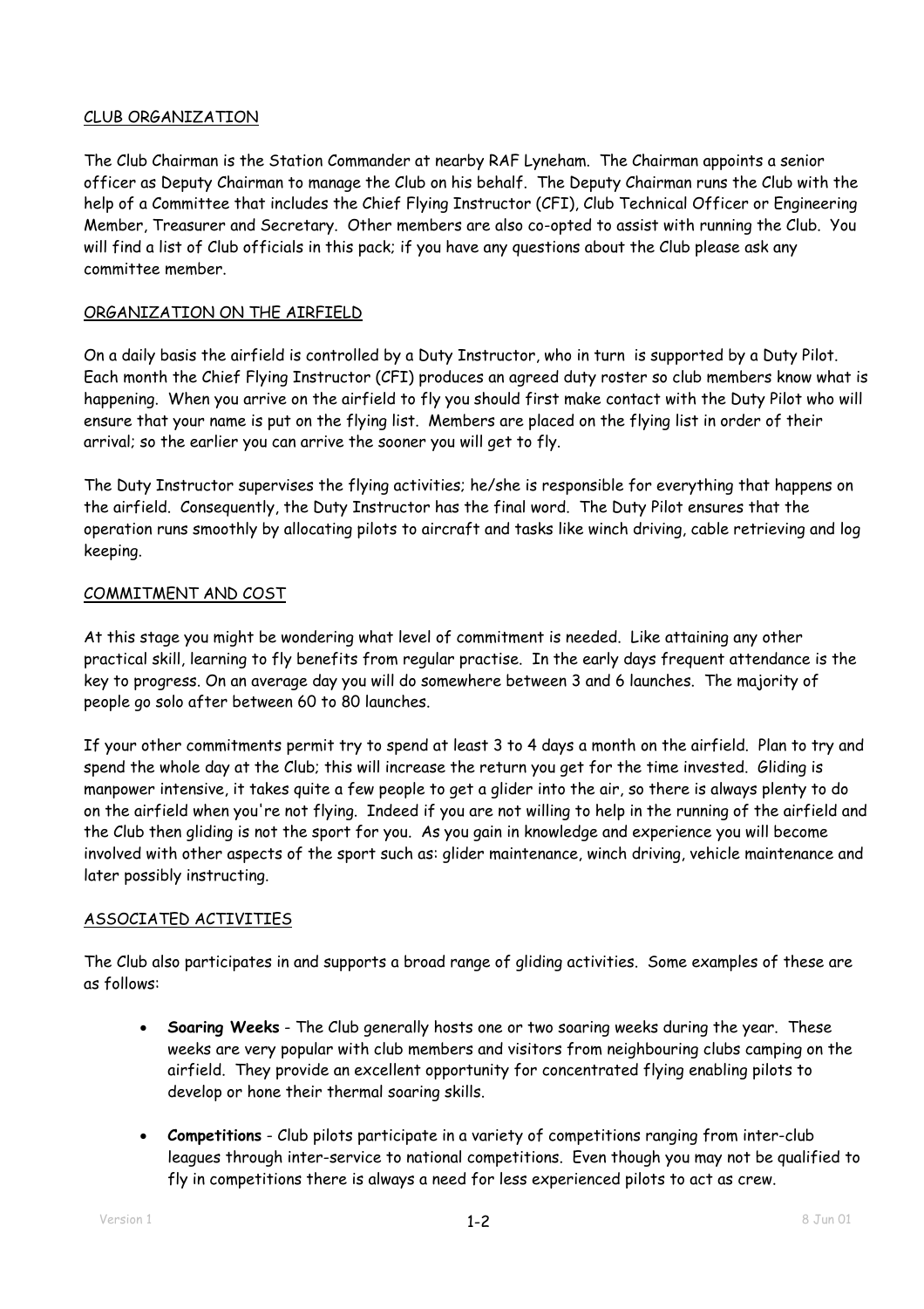## CLUB ORGANIZATION

The Club Chairman is the Station Commander at nearby RAF Lyneham. The Chairman appoints a senior officer as Deputy Chairman to manage the Club on his behalf. The Deputy Chairman runs the Club with the help of a Committee that includes the Chief Flying Instructor (CFI), Club Technical Officer or Engineering Member, Treasurer and Secretary. Other members are also co-opted to assist with running the Club. You will find a list of Club officials in this pack; if you have any questions about the Club please ask any committee member.

## ORGANIZATION ON THE AIRFIELD

On a daily basis the airfield is controlled by a Duty Instructor, who in turn is supported by a Duty Pilot. Each month the Chief Flying Instructor (CFI) produces an agreed duty roster so club members know what is happening. When you arrive on the airfield to fly you should first make contact with the Duty Pilot who will ensure that your name is put on the flying list. Members are placed on the flying list in order of their arrival; so the earlier you can arrive the sooner you will get to fly.

The Duty Instructor supervises the flying activities; he/she is responsible for everything that happens on the airfield. Consequently, the Duty Instructor has the final word. The Duty Pilot ensures that the operation runs smoothly by allocating pilots to aircraft and tasks like winch driving, cable retrieving and log keeping.

## COMMITMENT AND COST

At this stage you might be wondering what level of commitment is needed. Like attaining any other practical skill, learning to fly benefits from regular practise. In the early days frequent attendance is the key to progress. On an average day you will do somewhere between 3 and 6 launches. The majority of people go solo after between 60 to 80 launches.

If your other commitments permit try to spend at least 3 to 4 days a month on the airfield. Plan to try and spend the whole day at the Club; this will increase the return you get for the time invested. Gliding is manpower intensive, it takes quite a few people to get a glider into the air, so there is always plenty to do on the airfield when you're not flying. Indeed if you are not willing to help in the running of the airfield and the Club then gliding is not the sport for you. As you gain in knowledge and experience you will become involved with other aspects of the sport such as: glider maintenance, winch driving, vehicle maintenance and later possibly instructing.

## ASSOCIATED ACTIVITIES

The Club also participates in and supports a broad range of gliding activities. Some examples of these are as follows:

- **Soaring Weeks** - The Club generally hosts one or two soaring weeks during the year. These weeks are very popular with club members and visitors from neighbouring clubs camping on the airfield. They provide an excellent opportunity for concentrated flying enabling pilots to develop or hone their thermal soaring skills.

- **Competitions** - Club pilots participate in a variety of competitions ranging from inter-club leagues through inter-service to national competitions. Even though you may not be qualified to fly in competitions there is always a need for less experienced pilots to act as crew.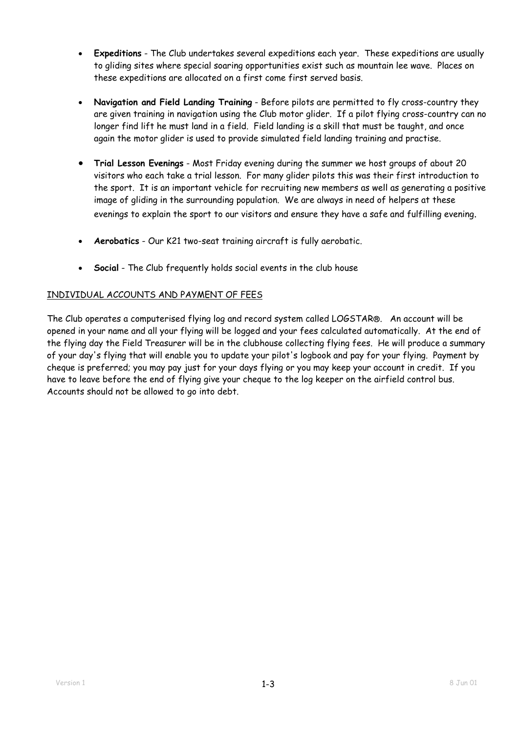- **Expeditions** - The Club undertakes several expeditions each year. These expeditions are usually to gliding sites where special soaring opportunities exist such as mountain lee wave. Places on these expeditions are allocated on a first come first served basis.

- **Navigation and Field Landing Training** - Before pilots are permitted to fly cross-country they are given training in navigation using the Club motor glider. If a pilot flying cross-country can no longer find lift he must land in a field. Field landing is a skill that must be taught, and once again the motor glider is used to provide simulated field landing training and practise.

- **Trial Lesson Evenings** - Most Friday evening during the summer we host groups of about 20 visitors who each take a trial lesson. For many glider pilots this was their first introduction to the sport. It is an important vehicle for recruiting new members as well as generating a positive image of gliding in the surrounding population. We are always in need of helpers at these evenings to explain the sport to our visitors and ensure they have a safe and fulfilling evening.

- **Aerobatics** - Our K21 two-seat training aircraft is fully aerobatic.

- **Social** - The Club frequently holds social events in the club house

## INDIVIDUAL ACCOUNTS AND PAYMENT OF FEES

The Club operates a computerised flying log and record system called LOGSTAR®. An account will be opened in your name and all your flying will be logged and your fees calculated automatically. At the end of the flying day the Field Treasurer will be in the clubhouse collecting flying fees. He will produce a summary of your day's flying that will enable you to update your pilot's logbook and pay for your flying. Payment by cheque is preferred; you may pay just for your days flying or you may keep your account in credit. If you have to leave before the end of flying give your cheque to the log keeper on the airfield control bus. Accounts should not be allowed to go into debt.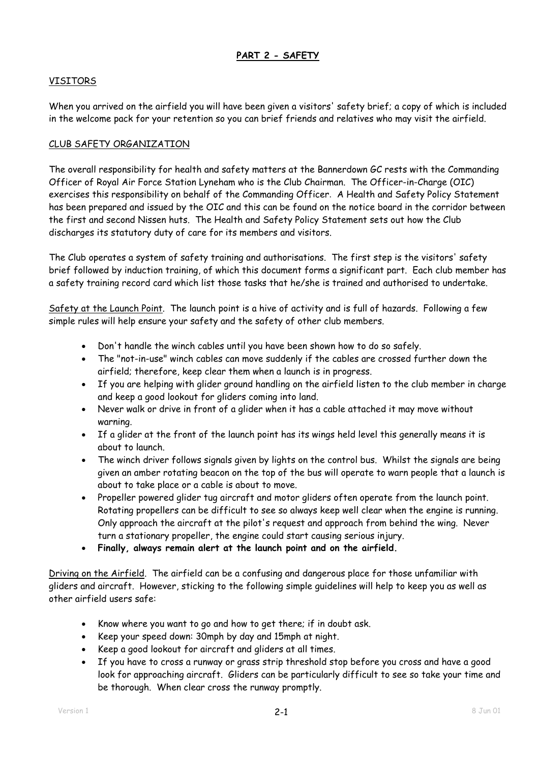## PART 2 - SAFETY

### VISITORS

When you arrived on the airfield you will have been given a visitors' safety brief; a copy of which is included in the welcome pack for your retention so you can brief friends and relatives who may visit the airfield.

### CLUB SAFETY ORGANIZATION

The overall responsibility for health and safety matters at the Bannerdown GC rests with the Commanding Officer of Royal Air Force Station Lyneham who is the Club Chairman. The Officer-in-Charge (OIC) exercises this responsibility on behalf of the Commanding Officer. A Health and Safety Policy Statement has been prepared and issued by the OIC and this can be found on the notice board in the corridor between the first and second Nissen huts. The Health and Safety Policy Statement sets out how the Club discharges its statutory duty of care for its members and visitors.

The Club operates a system of safety training and authorisations. The first step is the visitors' safety brief followed by induction training, of which this document forms a significant part. Each club member has a safety training record card which list those tasks that he/she is trained and authorised to undertake.

Safety at the Launch Point. The launch point is a hive of activity and is full of hazards. Following a few simple rules will help ensure your safety and the safety of other club members.

- Don't handle the winch cables until you have been shown how to do so safely.
- The "not-in-use" winch cables can move suddenly if the cables are crossed further down the airfield; therefore, keep clear them when a launch is in progress.
- If you are helping with glider ground handling on the airfield listen to the club member in charge and keep a good lookout for gliders coming into land.
- Never walk or drive in front of a glider when it has a cable attached it may move without warning.
- If a glider at the front of the launch point has its wings held level this generally means it is about to launch.
- The winch driver follows signals given by lights on the control bus. Whilst the signals are being given an amber rotating beacon on the top of the bus will operate to warn people that a launch is about to take place or a cable is about to move.
- Propeller powered glider tug aircraft and motor gliders often operate from the launch point. Rotating propellers can be difficult to see so always keep well clear when the engine is running. Only approach the aircraft at the pilot's request and approach from behind the wing. Never turn a stationary propeller, the engine could start causing serious injury.
- **Finally, always remain alert at the launch point and on the airfield.**

Driving on the Airfield. The airfield can be a confusing and dangerous place for those unfamiliar with gliders and aircraft. However, sticking to the following simple guidelines will help to keep you as well as other airfield users safe:

- Know where you want to go and how to get there; if in doubt ask.
- Keep your speed down: 30mph by day and 15mph at night.
- Keep a good lookout for aircraft and gliders at all times.
- If you have to cross a runway or grass strip threshold stop before you cross and have a good look for approaching aircraft. Gliders can be particularly difficult to see so take your time and be thorough. When clear cross the runway promptly.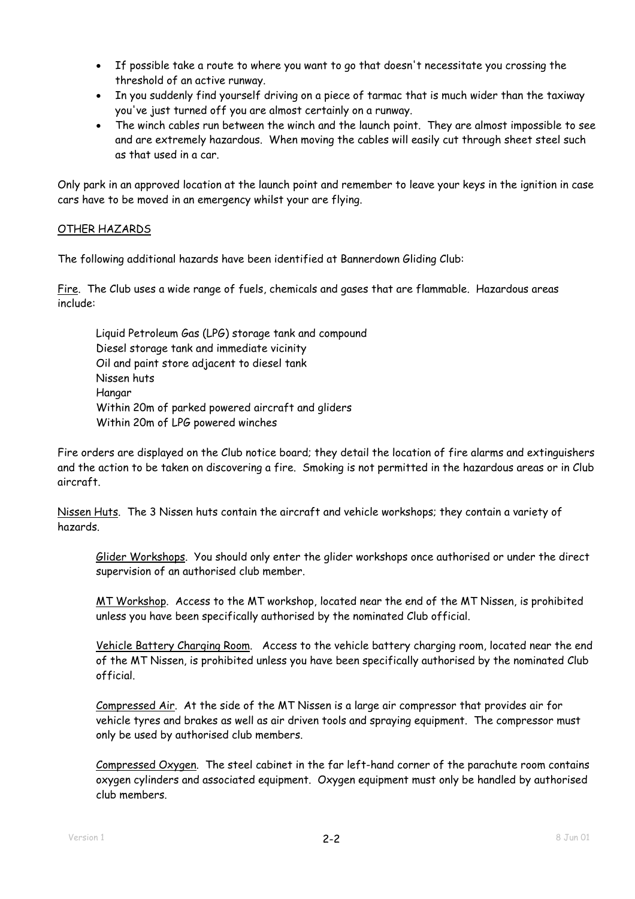- If possible take a route to where you want to go that doesn't necessitate you crossing the threshold of an active runway.
- In you suddenly find yourself driving on a piece of tarmac that is much wider than the taxiway you've just turned off you are almost certainly on a runway.
- The winch cables run between the winch and the launch point. They are almost impossible to see and are extremely hazardous. When moving the cables will easily cut through sheet steel such as that used in a car.

Only park in an approved location at the launch point and remember to leave your keys in the ignition in case cars have to be moved in an emergency whilst your are flying.

## OTHER HAZARDS

The following additional hazards have been identified at Bannerdown Gliding Club:

Fire. The Club uses a wide range of fuels, chemicals and gases that are flammable. Hazardous areas include:

Liquid Petroleum Gas (LPG) storage tank and compound
Diesel storage tank and immediate vicinity
Oil and paint store adjacent to diesel tank
Nissen huts
Hangar
Within 20m of parked powered aircraft and gliders
Within 20m of LPG powered winches

Fire orders are displayed on the Club notice board; they detail the location of fire alarms and extinguishers and the action to be taken on discovering a fire. Smoking is not permitted in the hazardous areas or in Club aircraft.

Nissen Huts. The 3 Nissen huts contain the aircraft and vehicle workshops; they contain a variety of hazards.

Glider Workshops. You should only enter the glider workshops once authorised or under the direct supervision of an authorised club member.

MT Workshop. Access to the MT workshop, located near the end of the MT Nissen, is prohibited unless you have been specifically authorised by the nominated Club official.

Vehicle Battery Charging Room. Access to the vehicle battery charging room, located near the end of the MT Nissen, is prohibited unless you have been specifically authorised by the nominated Club official.

Compressed Air. At the side of the MT Nissen is a large air compressor that provides air for vehicle tyres and brakes as well as air driven tools and spraying equipment. The compressor must only be used by authorised club members.

Compressed Oxygen. The steel cabinet in the far left-hand corner of the parachute room contains oxygen cylinders and associated equipment. Oxygen equipment must only be handled by authorised club members.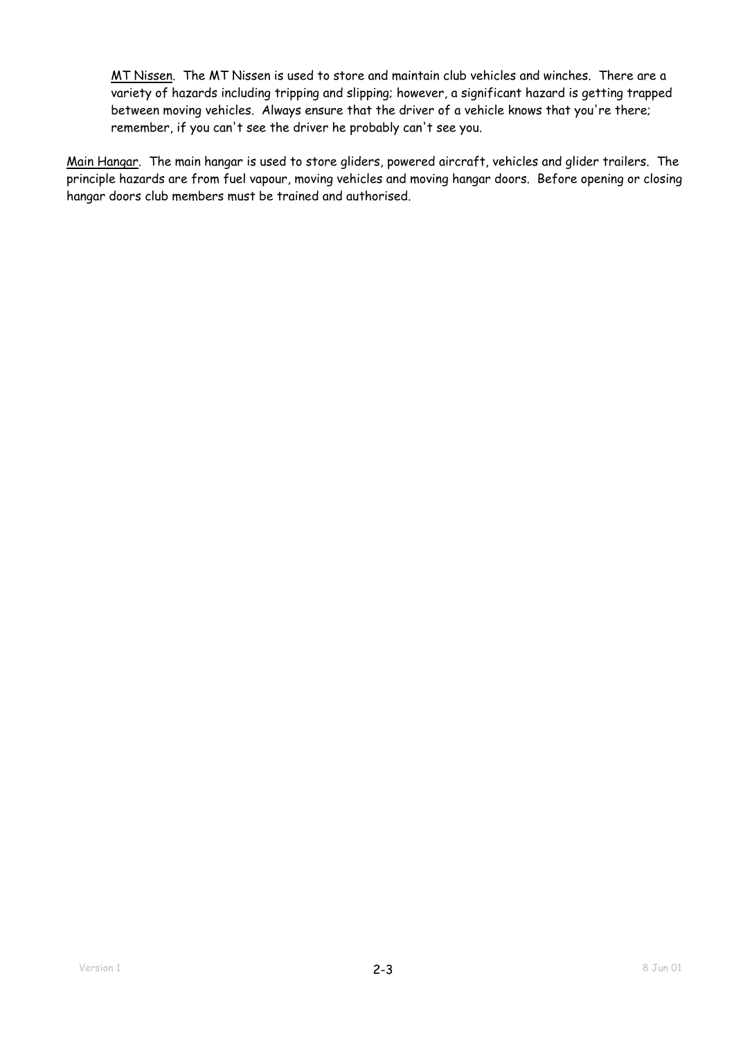<u>MT Nissen</u>. The MT Nissen is used to store and maintain club vehicles and winches. There are a variety of hazards including tripping and slipping; however, a significant hazard is getting trapped between moving vehicles. Always ensure that the driver of a vehicle knows that you're there; remember, if you can't see the driver he probably can't see you.

<u>Main Hangar</u>. The main hangar is used to store gliders, powered aircraft, vehicles and glider trailers. The principle hazards are from fuel vapour, moving vehicles and moving hangar doors. Before opening or closing hangar doors club members must be trained and authorised.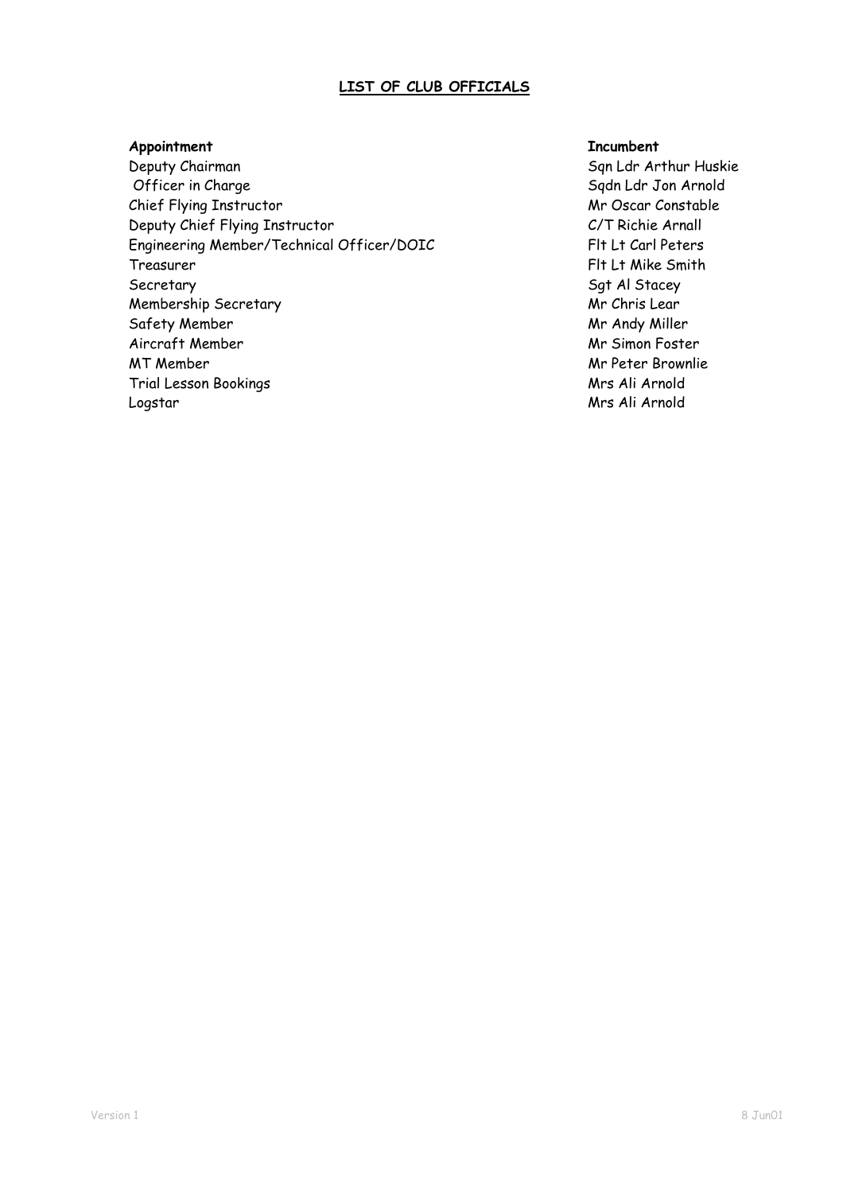## LIST OF CLUB OFFICIALS

| Appointment | Incumbent |
|---|---|
| Deputy Chairman | Sqn Ldr Arthur Huskie |
| Officer in Charge | Sqdn Ldr Jon Arnold |
| Chief Flying Instructor | Mr Oscar Constable |
| Deputy Chief Flying Instructor | C/T Richie Arnall |
| Engineering Member/Technical Officer/DOIC | Flt Lt Carl Peters |
| Treasurer | Flt Lt Mike Smith |
| Secretary | Sgt Al Stacey |
| Membership Secretary | Mr Chris Lear |
| Safety Member | Mr Andy Miller |
| Aircraft Member | Mr Simon Foster |
| MT Member | Mr Peter Brownlie |
| Trial Lesson Bookings | Mrs Ali Arnold |
| Logstar | Mrs Ali Arnold |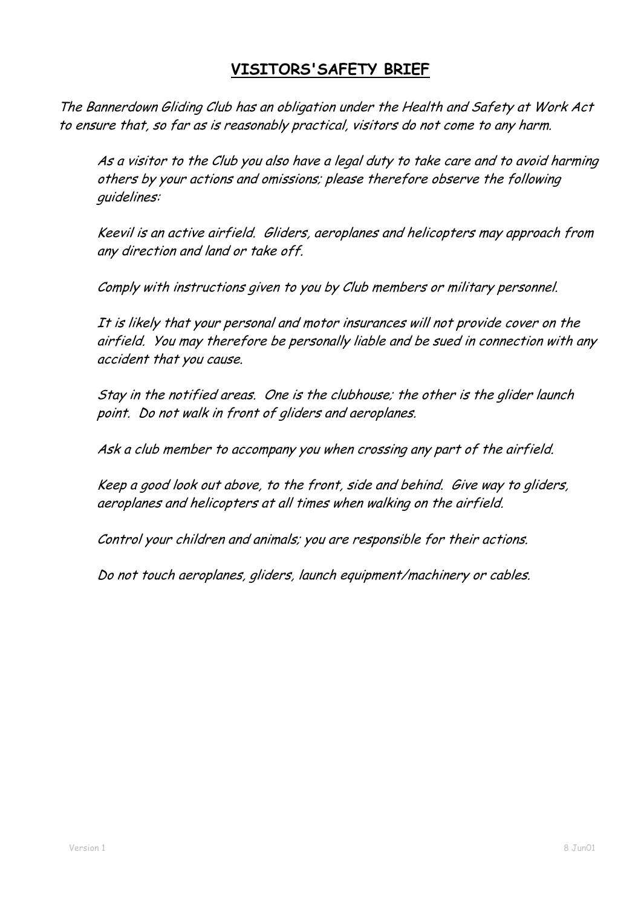## VISITORS'SAFETY BRIEF

*The Bannerdown Gliding Club has an obligation under the Health and Safety at Work Act to ensure that, so far as is reasonably practical, visitors do not come to any harm.*

*As a visitor to the Club you also have a legal duty to take care and to avoid harming others by your actions and omissions; please therefore observe the following guidelines:*

*Keevil is an active airfield. Gliders, aeroplanes and helicopters may approach from any direction and land or take off.*

*Comply with instructions given to you by Club members or military personnel.*

*It is likely that your personal and motor insurances will not provide cover on the airfield. You may therefore be personally liable and be sued in connection with any accident that you cause.*

*Stay in the notified areas. One is the clubhouse; the other is the glider launch point. Do not walk in front of gliders and aeroplanes.*

*Ask a club member to accompany you when crossing any part of the airfield.*

*Keep a good look out above, to the front, side and behind. Give way to gliders, aeroplanes and helicopters at all times when walking on the airfield.*

*Control your children and animals; you are responsible for their actions.*

*Do not touch aeroplanes, gliders, launch equipment/machinery or cables.*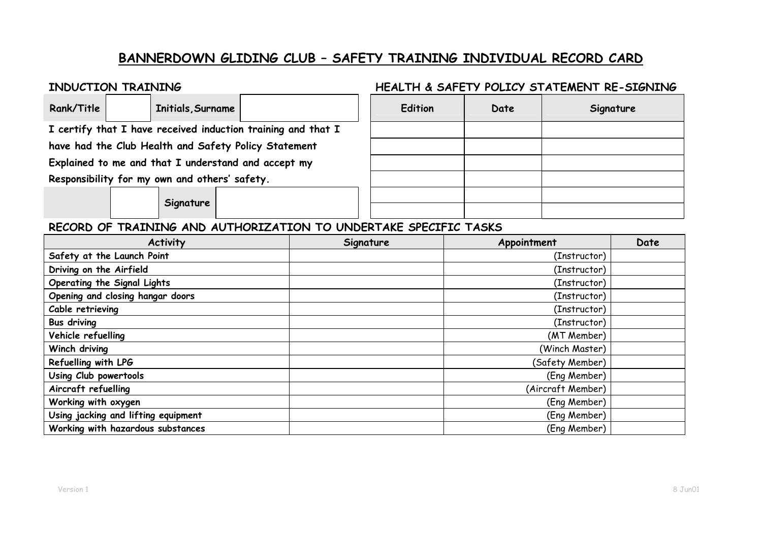# BANNERDOWN GLIDING CLUB – SAFETY TRAINING INDIVIDUAL RECORD CARD

## INDUCTION TRAINING

| Rank/Title | | Initials, Surname | |
|---|---|---|---|

**I certify that I have received induction training and that I have had the Club Health and Safety Policy Statement Explained to me and that I understand and accept my Responsibility for my own and others' safety.**

| | | Signature | |
|---|---|---|---|

## HEALTH & SAFETY POLICY STATEMENT RE-SIGNING

| Edition | Date | Signature |
|---|---|---|
| | | |
| | | |
| | | |
| | | |
| | | |
| | | |

## RECORD OF TRAINING AND AUTHORIZATION TO UNDERTAKE SPECIFIC TASKS

| Activity | Signature | Appointment | Date |
|---|---|---|---|
| Safety at the Launch Point | | (Instructor) | |
| Driving on the Airfield | | (Instructor) | |
| Operating the Signal Lights | | (Instructor) | |
| Opening and closing hangar doors | | (Instructor) | |
| Cable retrieving | | (Instructor) | |
| Bus driving | | (Instructor) | |
| Vehicle refuelling | | (MT Member) | |
| Winch driving | | (Winch Master) | |
| Refuelling with LPG | | (Safety Member) | |
| Using Club powertools | | (Eng Member) | |
| Aircraft refuelling | | (Aircraft Member) | |
| Working with oxygen | | (Eng Member) | |
| Using jacking and lifting equipment | | (Eng Member) | |
| Working with hazardous substances | | (Eng Member) | |

Version 1 8 Jun01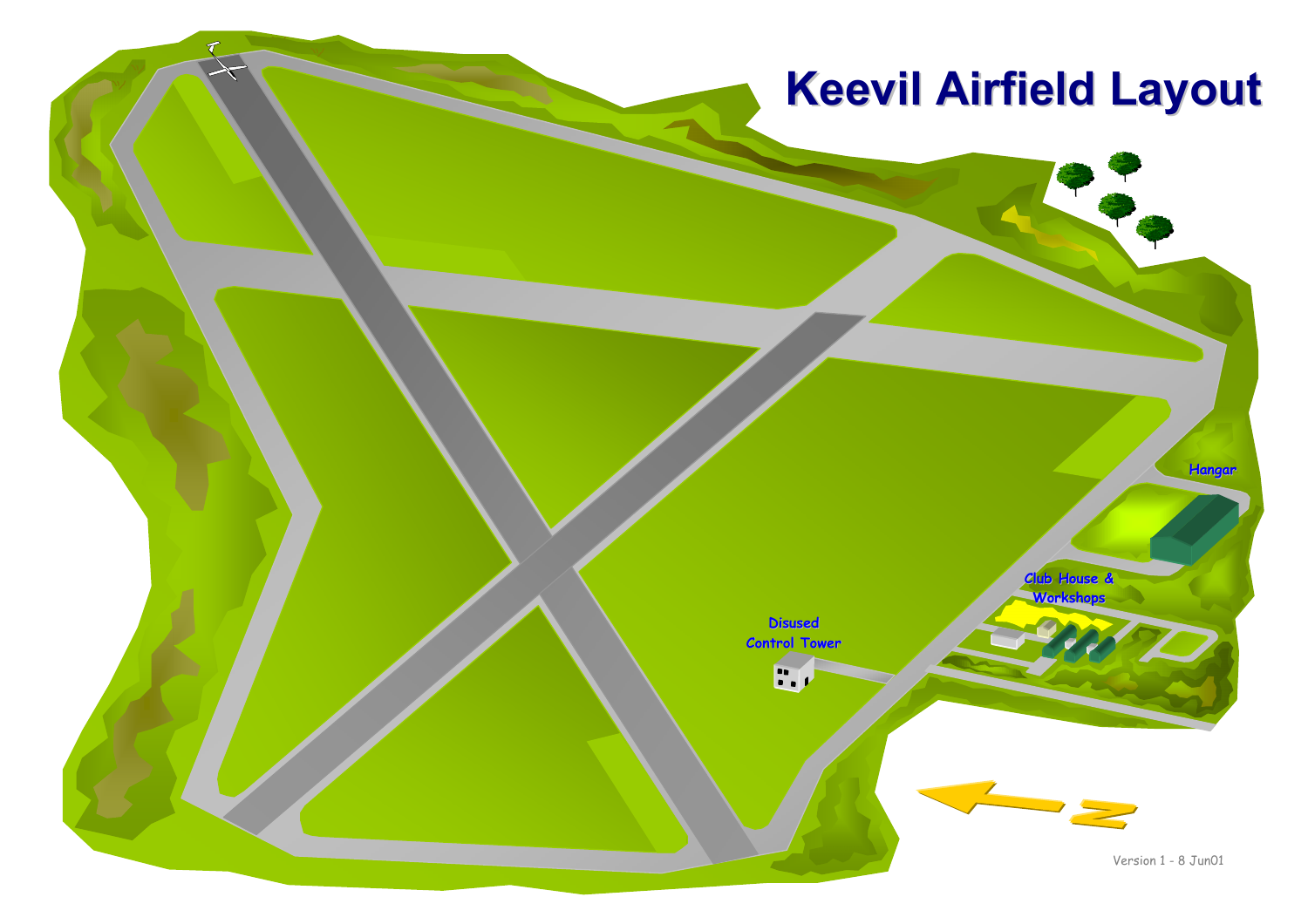# Keevil Airfield Layout

Hangar

Club House & Workshops

Disused Control Tower

N

Version 1 - 8 Jun01